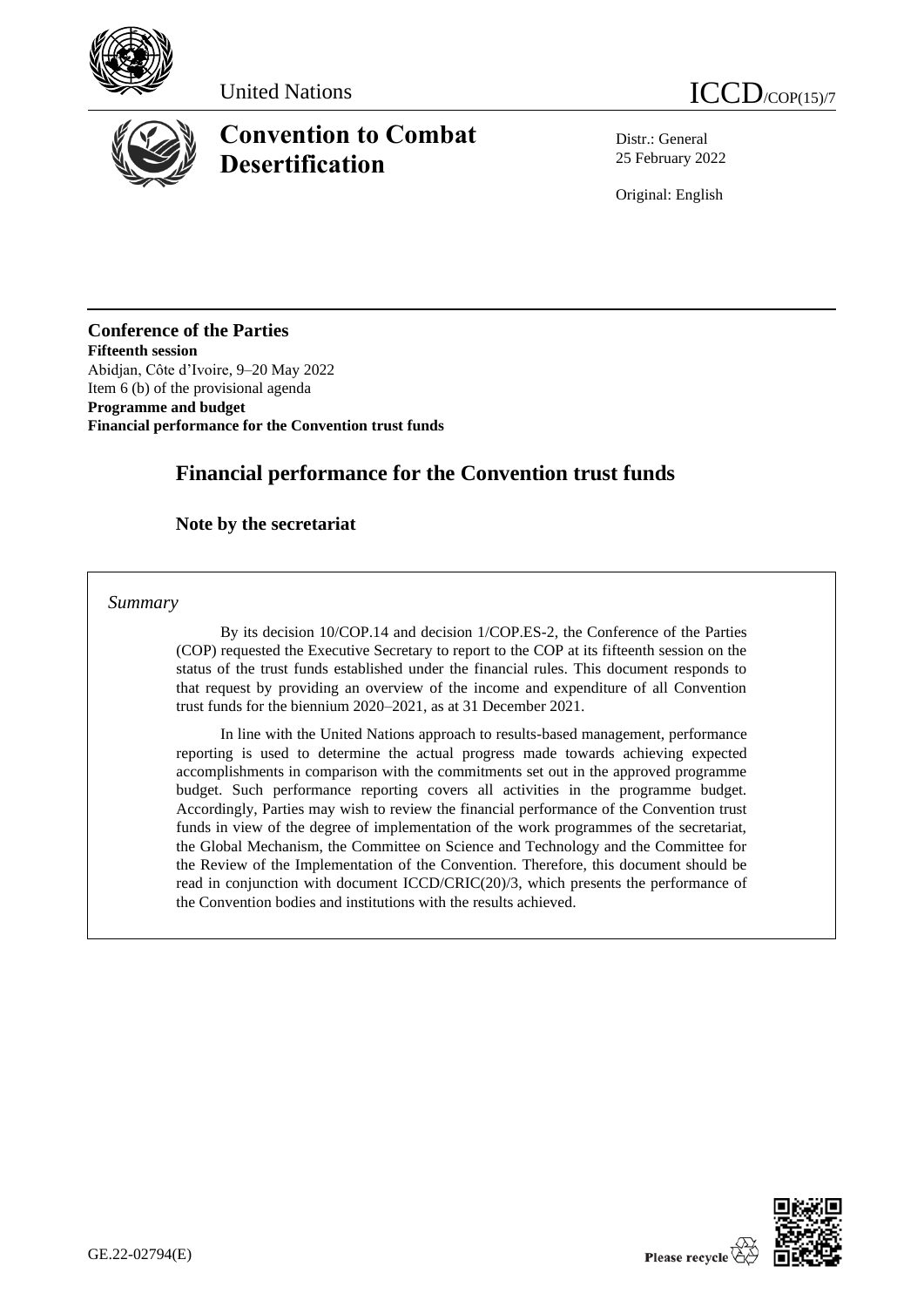United Nations

ICCD/COP(15)/7

# Convention to Combat Desertification

Distr.: General
25 February 2022

Original: English

**Conference of the Parties**
**Fifteenth session**
Abidjan, Côte d'Ivoire, 9–20 May 2022
Item 6 (b) of the provisional agenda
**Programme and budget**
**Financial performance for the Convention trust funds**

# Financial performance for the Convention trust funds

## Note by the secretariat

*Summary*

By its decision 10/COP.14 and decision 1/COP.ES-2, the Conference of the Parties (COP) requested the Executive Secretary to report to the COP at its fifteenth session on the status of the trust funds established under the financial rules. This document responds to that request by providing an overview of the income and expenditure of all Convention trust funds for the biennium 2020–2021, as at 31 December 2021.

In line with the United Nations approach to results-based management, performance reporting is used to determine the actual progress made towards achieving expected accomplishments in comparison with the commitments set out in the approved programme budget. Such performance reporting covers all activities in the programme budget. Accordingly, Parties may wish to review the financial performance of the Convention trust funds in view of the degree of implementation of the work programmes of the secretariat, the Global Mechanism, the Committee on Science and Technology and the Committee for the Review of the Implementation of the Convention. Therefore, this document should be read in conjunction with document ICCD/CRIC(20)/3, which presents the performance of the Convention bodies and institutions with the results achieved.

GE.22-02794(E)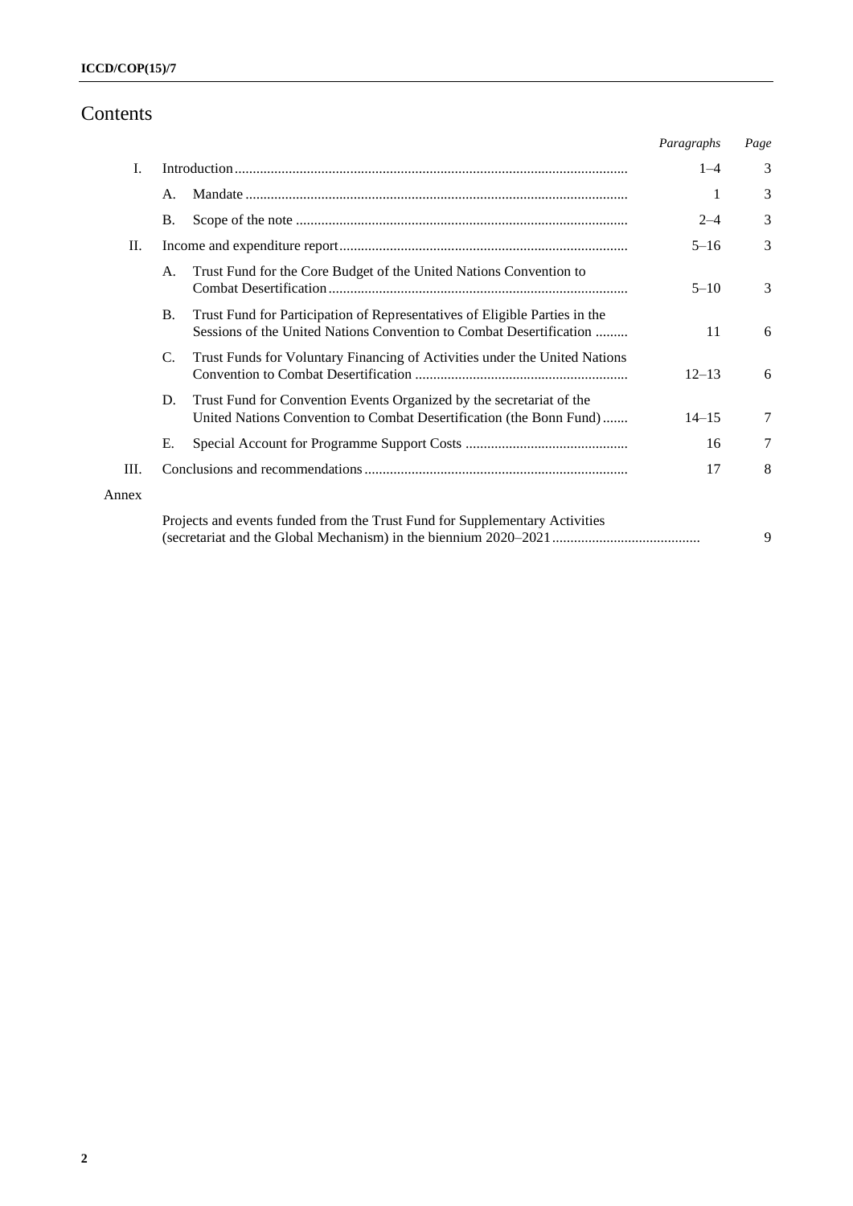# Contents

| | | | Paragraphs | Page |
|---|---|---|---|---|
| I. | Introduction | | 1–4 | 3 |
| | A. | Mandate | 1 | 3 |
| | B. | Scope of the note | 2–4 | 3 |
| II. | Income and expenditure report | | 5–16 | 3 |
| | A. | Trust Fund for the Core Budget of the United Nations Convention to Combat Desertification | 5–10 | 3 |
| | B. | Trust Fund for Participation of Representatives of Eligible Parties in the Sessions of the United Nations Convention to Combat Desertification | 11 | 6 |
| | C. | Trust Funds for Voluntary Financing of Activities under the United Nations Convention to Combat Desertification | 12–13 | 6 |
| | D. | Trust Fund for Convention Events Organized by the secretariat of the United Nations Convention to Combat Desertification (the Bonn Fund) | 14–15 | 7 |
| | E. | Special Account for Programme Support Costs | 16 | 7 |
| III. | Conclusions and recommendations | | 17 | 8 |
| Annex | | | | |
| | Projects and events funded from the Trust Fund for Supplementary Activities (secretariat and the Global Mechanism) in the biennium 2020–2021 | | | 9 |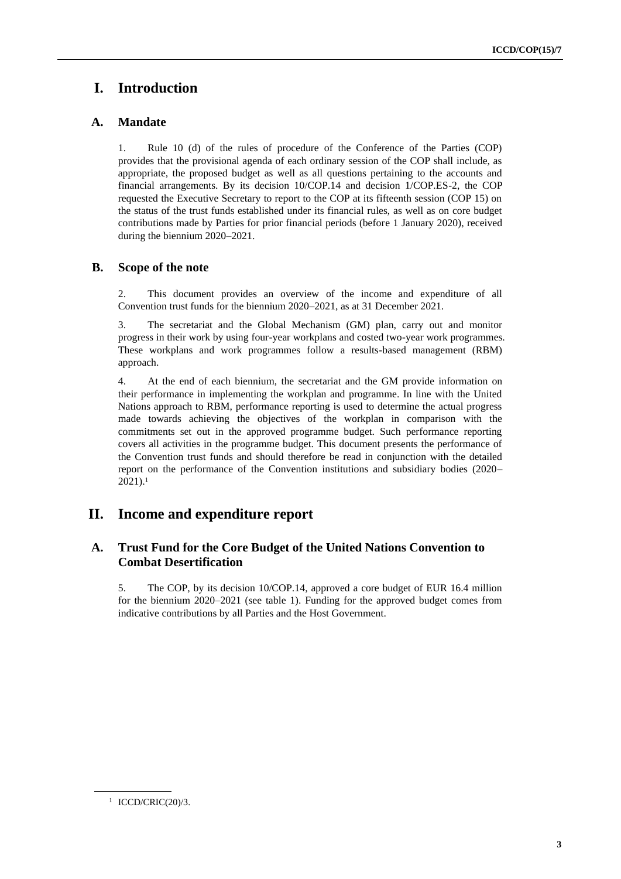# I. Introduction

## A. Mandate

1. Rule 10 (d) of the rules of procedure of the Conference of the Parties (COP) provides that the provisional agenda of each ordinary session of the COP shall include, as appropriate, the proposed budget as well as all questions pertaining to the accounts and financial arrangements. By its decision 10/COP.14 and decision 1/COP.ES-2, the COP requested the Executive Secretary to report to the COP at its fifteenth session (COP 15) on the status of the trust funds established under its financial rules, as well as on core budget contributions made by Parties for prior financial periods (before 1 January 2020), received during the biennium 2020–2021.

## B. Scope of the note

2. This document provides an overview of the income and expenditure of all Convention trust funds for the biennium 2020–2021, as at 31 December 2021.

3. The secretariat and the Global Mechanism (GM) plan, carry out and monitor progress in their work by using four-year workplans and costed two-year work programmes. These workplans and work programmes follow a results-based management (RBM) approach.

4. At the end of each biennium, the secretariat and the GM provide information on their performance in implementing the workplan and programme. In line with the United Nations approach to RBM, performance reporting is used to determine the actual progress made towards achieving the objectives of the workplan in comparison with the commitments set out in the approved programme budget. Such performance reporting covers all activities in the programme budget. This document presents the performance of the Convention trust funds and should therefore be read in conjunction with the detailed report on the performance of the Convention institutions and subsidiary bodies (2020–2021).[1]

# II. Income and expenditure report

## A. Trust Fund for the Core Budget of the United Nations Convention to Combat Desertification

5. The COP, by its decision 10/COP.14, approved a core budget of EUR 16.4 million for the biennium 2020–2021 (see table 1). Funding for the approved budget comes from indicative contributions by all Parties and the Host Government.

[1] ICCD/CRIC(20)/3.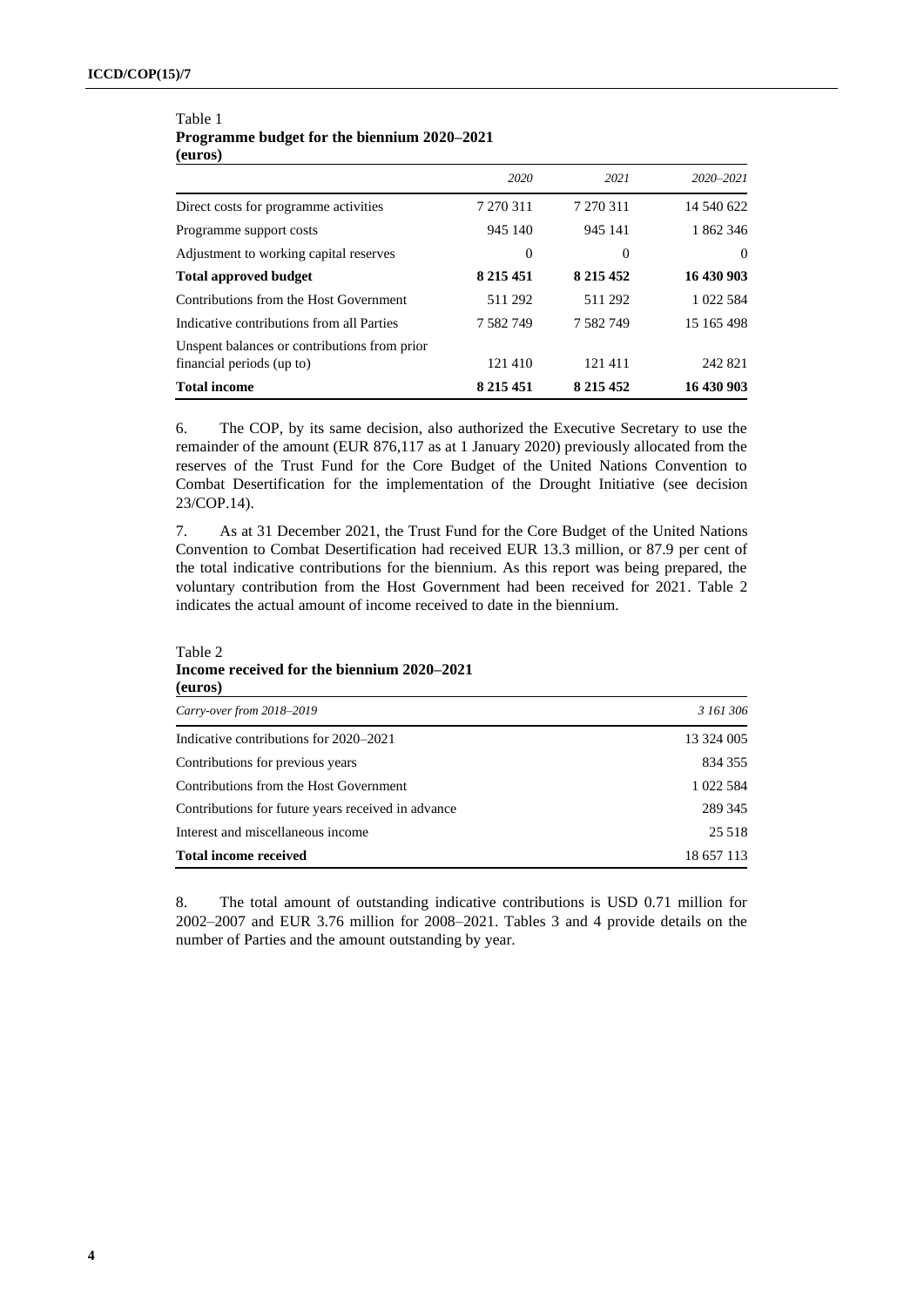Table 1
**Programme budget for the biennium 2020–2021**
**(euros)**

| | *2020* | *2021* | *2020–2021* |
|---|---|---|---|
| Direct costs for programme activities | 7 270 311 | 7 270 311 | 14 540 622 |
| Programme support costs | 945 140 | 945 141 | 1 862 346 |
| Adjustment to working capital reserves | 0 | 0 | 0 |
| **Total approved budget** | **8 215 451** | **8 215 452** | **16 430 903** |
| Contributions from the Host Government | 511 292 | 511 292 | 1 022 584 |
| Indicative contributions from all Parties | 7 582 749 | 7 582 749 | 15 165 498 |
| Unspent balances or contributions from prior financial periods (up to) | 121 410 | 121 411 | 242 821 |
| **Total income** | **8 215 451** | **8 215 452** | **16 430 903** |

6. The COP, by its same decision, also authorized the Executive Secretary to use the remainder of the amount (EUR 876,117 as at 1 January 2020) previously allocated from the reserves of the Trust Fund for the Core Budget of the United Nations Convention to Combat Desertification for the implementation of the Drought Initiative (see decision 23/COP.14).

7. As at 31 December 2021, the Trust Fund for the Core Budget of the United Nations Convention to Combat Desertification had received EUR 13.3 million, or 87.9 per cent of the total indicative contributions for the biennium. As this report was being prepared, the voluntary contribution from the Host Government had been received for 2021. Table 2 indicates the actual amount of income received to date in the biennium.

Table 2
**Income received for the biennium 2020–2021**
**(euros)**

| *Carry-over from 2018–2019* | *3 161 306* |
|---|---|
| Indicative contributions for 2020–2021 | 13 324 005 |
| Contributions for previous years | 834 355 |
| Contributions from the Host Government | 1 022 584 |
| Contributions for future years received in advance | 289 345 |
| Interest and miscellaneous income | 25 518 |
| **Total income received** | 18 657 113 |

8. The total amount of outstanding indicative contributions is USD 0.71 million for 2002–2007 and EUR 3.76 million for 2008–2021. Tables 3 and 4 provide details on the number of Parties and the amount outstanding by year.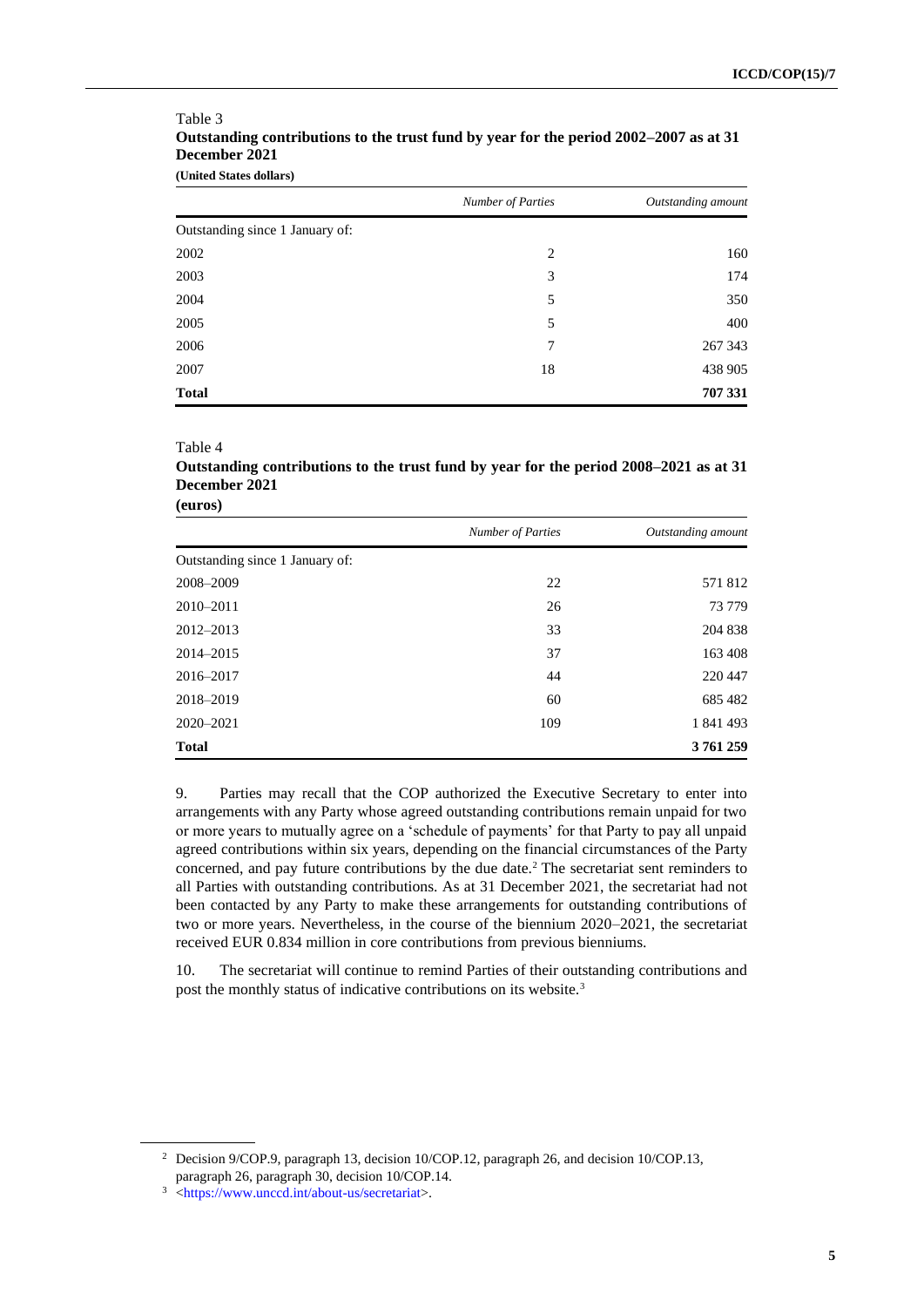Table 3

**Outstanding contributions to the trust fund by year for the period 2002–2007 as at 31 December 2021**

**(United States dollars)**

| | *Number of Parties* | *Outstanding amount* |
|---|---|---|
| Outstanding since 1 January of: | | |
| 2002 | 2 | 160 |
| 2003 | 3 | 174 |
| 2004 | 5 | 350 |
| 2005 | 5 | 400 |
| 2006 | 7 | 267 343 |
| 2007 | 18 | 438 905 |
| **Total** | | **707 331** |

Table 4

**Outstanding contributions to the trust fund by year for the period 2008–2021 as at 31 December 2021**

**(euros)**

| | *Number of Parties* | *Outstanding amount* |
|---|---|---|
| Outstanding since 1 January of: | | |
| 2008–2009 | 22 | 571 812 |
| 2010–2011 | 26 | 73 779 |
| 2012–2013 | 33 | 204 838 |
| 2014–2015 | 37 | 163 408 |
| 2016–2017 | 44 | 220 447 |
| 2018–2019 | 60 | 685 482 |
| 2020–2021 | 109 | 1 841 493 |
| **Total** | | **3 761 259** |

9. Parties may recall that the COP authorized the Executive Secretary to enter into arrangements with any Party whose agreed outstanding contributions remain unpaid for two or more years to mutually agree on a 'schedule of payments' for that Party to pay all unpaid agreed contributions within six years, depending on the financial circumstances of the Party concerned, and pay future contributions by the due date.[2] The secretariat sent reminders to all Parties with outstanding contributions. As at 31 December 2021, the secretariat had not been contacted by any Party to make these arrangements for outstanding contributions of two or more years. Nevertheless, in the course of the biennium 2020–2021, the secretariat received EUR 0.834 million in core contributions from previous bienniums.

10. The secretariat will continue to remind Parties of their outstanding contributions and post the monthly status of indicative contributions on its website.[3]

---

[2] Decision 9/COP.9, paragraph 13, decision 10/COP.12, paragraph 26, and decision 10/COP.13, paragraph 26, paragraph 30, decision 10/COP.14.

[3] <https://www.unccd.int/about-us/secretariat>.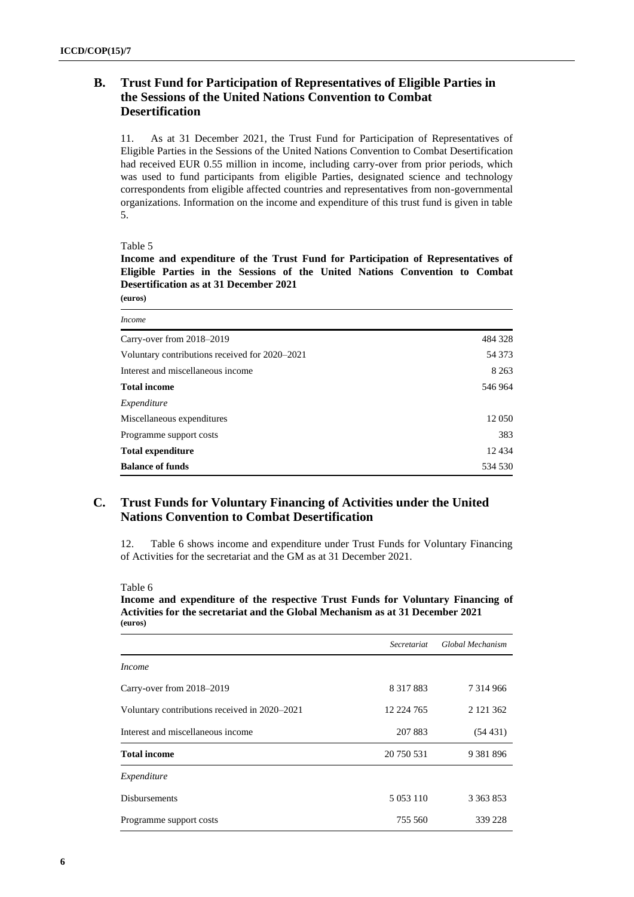## B. Trust Fund for Participation of Representatives of Eligible Parties in the Sessions of the United Nations Convention to Combat Desertification

11. As at 31 December 2021, the Trust Fund for Participation of Representatives of Eligible Parties in the Sessions of the United Nations Convention to Combat Desertification had received EUR 0.55 million in income, including carry-over from prior periods, which was used to fund participants from eligible Parties, designated science and technology correspondents from eligible affected countries and representatives from non-governmental organizations. Information on the income and expenditure of this trust fund is given in table 5.

Table 5

**Income and expenditure of the Trust Fund for Participation of Representatives of Eligible Parties in the Sessions of the United Nations Convention to Combat Desertification as at 31 December 2021**
**(euros)**

| *Income* | |
|---|---|
| Carry-over from 2018–2019 | 484 328 |
| Voluntary contributions received for 2020–2021 | 54 373 |
| Interest and miscellaneous income | 8 263 |
| **Total income** | 546 964 |
| *Expenditure* | |
| Miscellaneous expenditures | 12 050 |
| Programme support costs | 383 |
| **Total expenditure** | 12 434 |
| **Balance of funds** | 534 530 |

## C. Trust Funds for Voluntary Financing of Activities under the United Nations Convention to Combat Desertification

12. Table 6 shows income and expenditure under Trust Funds for Voluntary Financing of Activities for the secretariat and the GM as at 31 December 2021.

Table 6

**Income and expenditure of the respective Trust Funds for Voluntary Financing of Activities for the secretariat and the Global Mechanism as at 31 December 2021**
**(euros)**

| | *Secretariat* | *Global Mechanism* |
|---|---|---|
| *Income* | | |
| Carry-over from 2018–2019 | 8 317 883 | 7 314 966 |
| Voluntary contributions received in 2020–2021 | 12 224 765 | 2 121 362 |
| Interest and miscellaneous income | 207 883 | (54 431) |
| **Total income** | 20 750 531 | 9 381 896 |
| *Expenditure* | | |
| Disbursements | 5 053 110 | 3 363 853 |
| Programme support costs | 755 560 | 339 228 |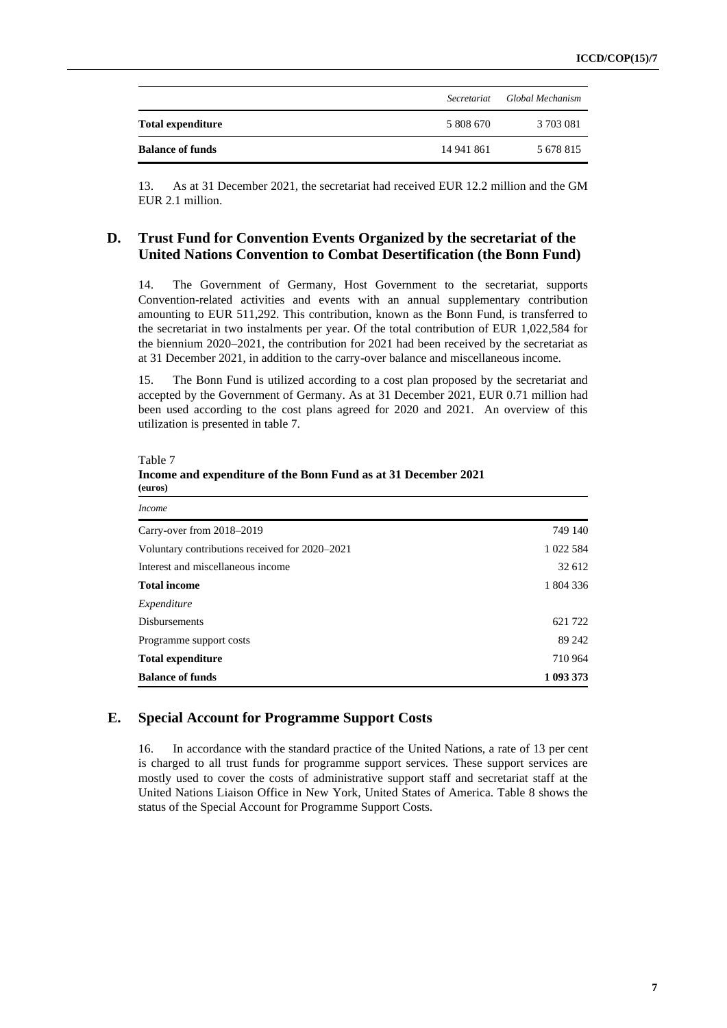| | *Secretariat* | *Global Mechanism* |
|---|---|---|
| **Total expenditure** | 5 808 670 | 3 703 081 |
| **Balance of funds** | 14 941 861 | 5 678 815 |

13. As at 31 December 2021, the secretariat had received EUR 12.2 million and the GM EUR 2.1 million.

## D. Trust Fund for Convention Events Organized by the secretariat of the United Nations Convention to Combat Desertification (the Bonn Fund)

14. The Government of Germany, Host Government to the secretariat, supports Convention-related activities and events with an annual supplementary contribution amounting to EUR 511,292. This contribution, known as the Bonn Fund, is transferred to the secretariat in two instalments per year. Of the total contribution of EUR 1,022,584 for the biennium 2020–2021, the contribution for 2021 had been received by the secretariat as at 31 December 2021, in addition to the carry-over balance and miscellaneous income.

15. The Bonn Fund is utilized according to a cost plan proposed by the secretariat and accepted by the Government of Germany. As at 31 December 2021, EUR 0.71 million had been used according to the cost plans agreed for 2020 and 2021. An overview of this utilization is presented in table 7.

Table 7
**Income and expenditure of the Bonn Fund as at 31 December 2021**
**(euros)**

| *Income* | |
|---|---|
| Carry-over from 2018–2019 | 749 140 |
| Voluntary contributions received for 2020–2021 | 1 022 584 |
| Interest and miscellaneous income | 32 612 |
| **Total income** | 1 804 336 |
| *Expenditure* | |
| Disbursements | 621 722 |
| Programme support costs | 89 242 |
| **Total expenditure** | 710 964 |
| **Balance of funds** | **1 093 373** |

## E. Special Account for Programme Support Costs

16. In accordance with the standard practice of the United Nations, a rate of 13 per cent is charged to all trust funds for programme support services. These support services are mostly used to cover the costs of administrative support staff and secretariat staff at the United Nations Liaison Office in New York, United States of America. Table 8 shows the status of the Special Account for Programme Support Costs.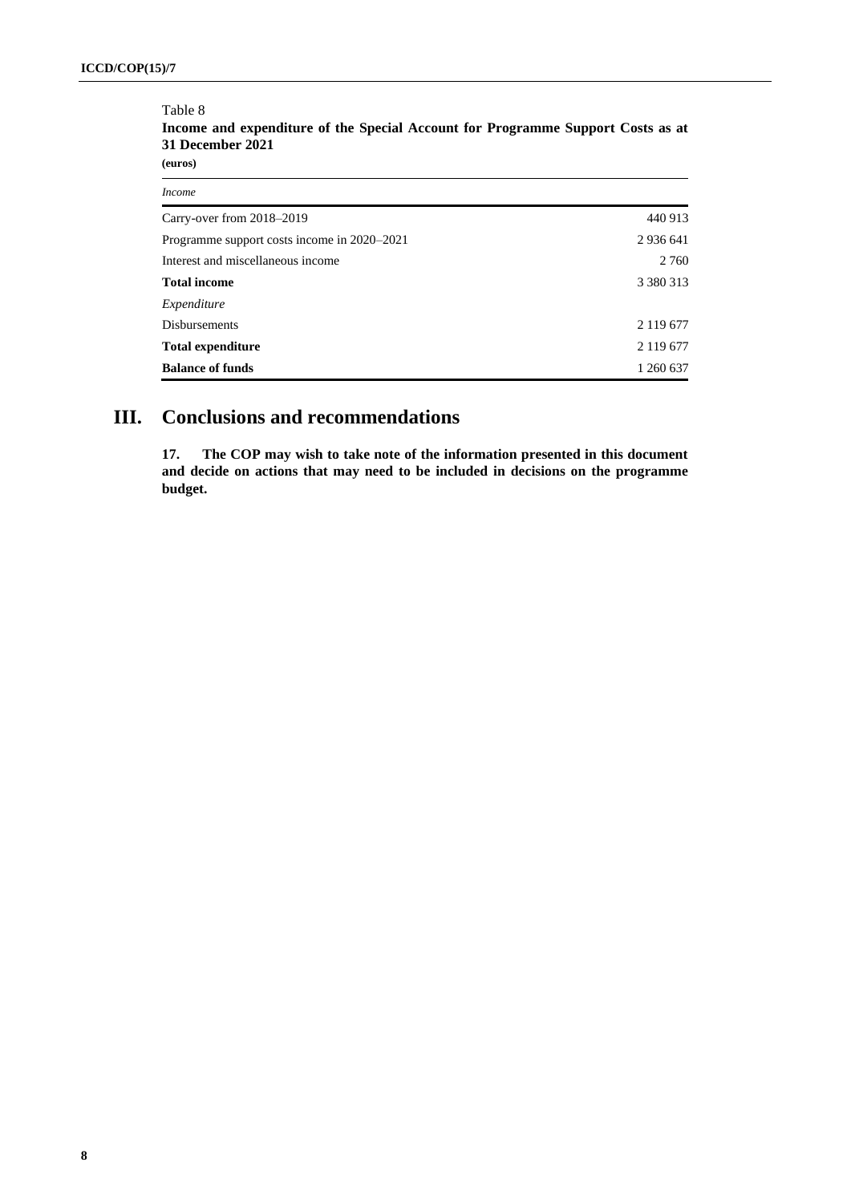Table 8

**Income and expenditure of the Special Account for Programme Support Costs as at 31 December 2021**

**(euros)**

| *Income* | |
|---|---|
| Carry-over from 2018–2019 | 440 913 |
| Programme support costs income in 2020–2021 | 2 936 641 |
| Interest and miscellaneous income | 2 760 |
| **Total income** | 3 380 313 |
| *Expenditure* | |
| Disbursements | 2 119 677 |
| **Total expenditure** | 2 119 677 |
| **Balance of funds** | 1 260 637 |

## III. Conclusions and recommendations

**17. The COP may wish to take note of the information presented in this document and decide on actions that may need to be included in decisions on the programme budget.**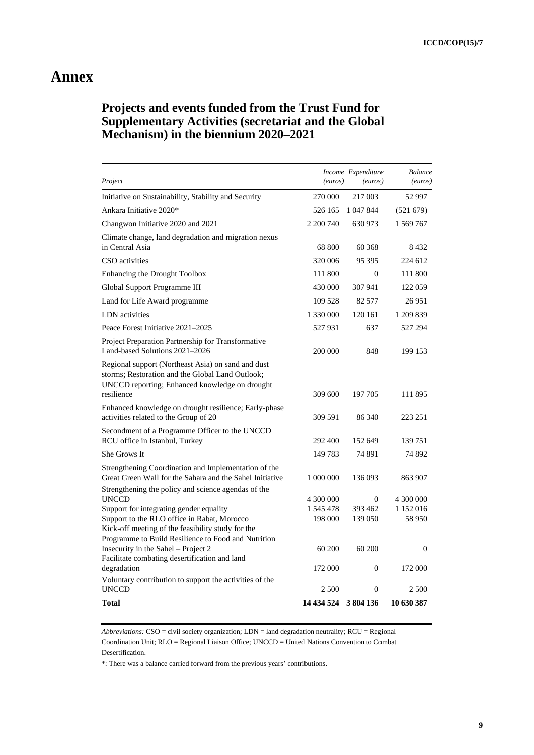# Annex

## Projects and events funded from the Trust Fund for Supplementary Activities (secretariat and the Global Mechanism) in the biennium 2020–2021

| *Project* | *Income (euros)* | *Expenditure (euros)* | *Balance (euros)* |
|---|---|---|---|
| Initiative on Sustainability, Stability and Security | 270 000 | 217 003 | 52 997 |
| Ankara Initiative 2020* | 526 165 | 1 047 844 | (521 679) |
| Changwon Initiative 2020 and 2021 | 2 200 740 | 630 973 | 1 569 767 |
| Climate change, land degradation and migration nexus in Central Asia | 68 800 | 60 368 | 8 432 |
| CSO activities | 320 006 | 95 395 | 224 612 |
| Enhancing the Drought Toolbox | 111 800 | 0 | 111 800 |
| Global Support Programme III | 430 000 | 307 941 | 122 059 |
| Land for Life Award programme | 109 528 | 82 577 | 26 951 |
| LDN activities | 1 330 000 | 120 161 | 1 209 839 |
| Peace Forest Initiative 2021–2025 | 527 931 | 637 | 527 294 |
| Project Preparation Partnership for Transformative Land-based Solutions 2021–2026 | 200 000 | 848 | 199 153 |
| Regional support (Northeast Asia) on sand and dust storms; Restoration and the Global Land Outlook; UNCCD reporting; Enhanced knowledge on drought resilience | 309 600 | 197 705 | 111 895 |
| Enhanced knowledge on drought resilience; Early-phase activities related to the Group of 20 | 309 591 | 86 340 | 223 251 |
| Secondment of a Programme Officer to the UNCCD RCU office in Istanbul, Turkey | 292 400 | 152 649 | 139 751 |
| She Grows It | 149 783 | 74 891 | 74 892 |
| Strengthening Coordination and Implementation of the Great Green Wall for the Sahara and the Sahel Initiative | 1 000 000 | 136 093 | 863 907 |
| Strengthening the policy and science agendas of the UNCCD | 4 300 000 | 0 | 4 300 000 |
| Support for integrating gender equality | 1 545 478 | 393 462 | 1 152 016 |
| Support to the RLO office in Rabat, Morocco | 198 000 | 139 050 | 58 950 |
| Kick-off meeting of the feasibility study for the Programme to Build Resilience to Food and Nutrition Insecurity in the Sahel – Project 2 | 60 200 | 60 200 | 0 |
| Facilitate combating desertification and land degradation | 172 000 | 0 | 172 000 |
| Voluntary contribution to support the activities of the UNCCD | 2 500 | 0 | 2 500 |
| **Total** | **14 434 524** | **3 804 136** | **10 630 387** |

*Abbreviations:* CSO = civil society organization; LDN = land degradation neutrality; RCU = Regional Coordination Unit; RLO = Regional Liaison Office; UNCCD = United Nations Convention to Combat Desertification.

*: There was a balance carried forward from the previous years' contributions.